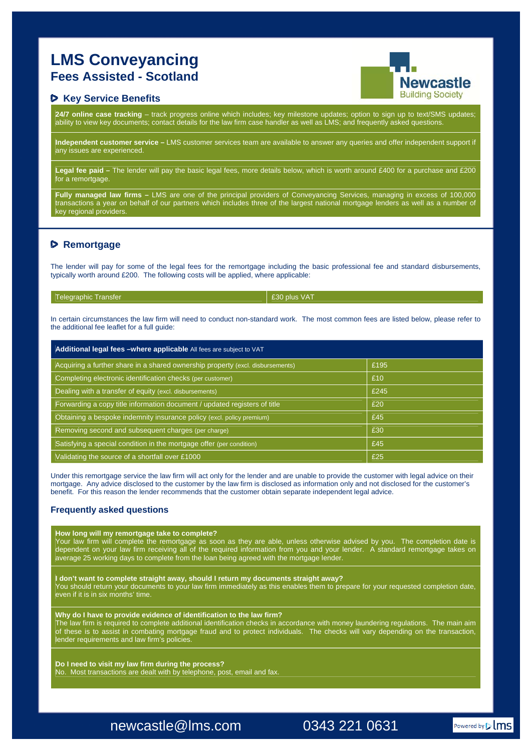# LMS Conveyancing

## Fees Assisted - Scotland

Newcastle Building Society

### Key Service Benefits

**24/7 online case tracking** – track progress online which includes; key milestone updates; option to sign up to text/SMS updates; ability to view key documents; contact details for the law firm case handler as well as LMS; and frequently asked questions.

**Independent customer service –** LMS customer services team are available to answer any queries and offer independent support if any issues are experienced.

**Legal fee paid –** The lender will pay the basic legal fees, more details below, which is worth around £400 for a purchase and £200 for a remortgage.

**Fully managed law firms –** LMS are one of the principal providers of Conveyancing Services, managing in excess of 100,000 transactions a year on behalf of our partners which includes three of the largest national mortgage lenders as well as a number of key regional providers.

### Remortgage

The lender will pay for some of the legal fees for the remortgage including the basic professional fee and standard disbursements, typically worth around £200. The following costs will be applied, where applicable:

| Telegraphic Transfer | £30 plus VAT |
|---|---|

In certain circumstances the law firm will need to conduct non-standard work. The most common fees are listed below, please refer to the additional fee leaflet for a full guide:

| **Additional legal fees –where applicable** All fees are subject to VAT | |
|---|---|
| Acquiring a further share in a shared ownership property (excl. disbursements) | £195 |
| Completing electronic identification checks (per customer) | £10 |
| Dealing with a transfer of equity (excl. disbursements) | £245 |
| Forwarding a copy title information document / updated registers of title | £20 |
| Obtaining a bespoke indemnity insurance policy (excl. policy premium) | £45 |
| Removing second and subsequent charges (per charge) | £30 |
| Satisfying a special condition in the mortgage offer (per condition) | £45 |
| Validating the source of a shortfall over £1000 | £25 |

Under this remortgage service the law firm will act only for the lender and are unable to provide the customer with legal advice on their mortgage. Any advice disclosed to the customer by the law firm is disclosed as information only and not disclosed for the customer's benefit. For this reason the lender recommends that the customer obtain separate independent legal advice.

### Frequently asked questions

**How long will my remortgage take to complete?**
Your law firm will complete the remortgage as soon as they are able, unless otherwise advised by you. The completion date is dependent on your law firm receiving all of the required information from you and your lender. A standard remortgage takes on average 25 working days to complete from the loan being agreed with the mortgage lender.

**I don't want to complete straight away, should I return my documents straight away?**
You should return your documents to your law firm immediately as this enables them to prepare for your requested completion date, even if it is in six months' time.

**Why do I have to provide evidence of identification to the law firm?**
The law firm is required to complete additional identification checks in accordance with money laundering regulations. The main aim of these is to assist in combating mortgage fraud and to protect individuals. The checks will vary depending on the transaction, lender requirements and law firm's policies.

**Do I need to visit my law firm during the process?**
No. Most transactions are dealt with by telephone, post, email and fax.

newcastle@lms.com 0343 221 0631

Powered by lms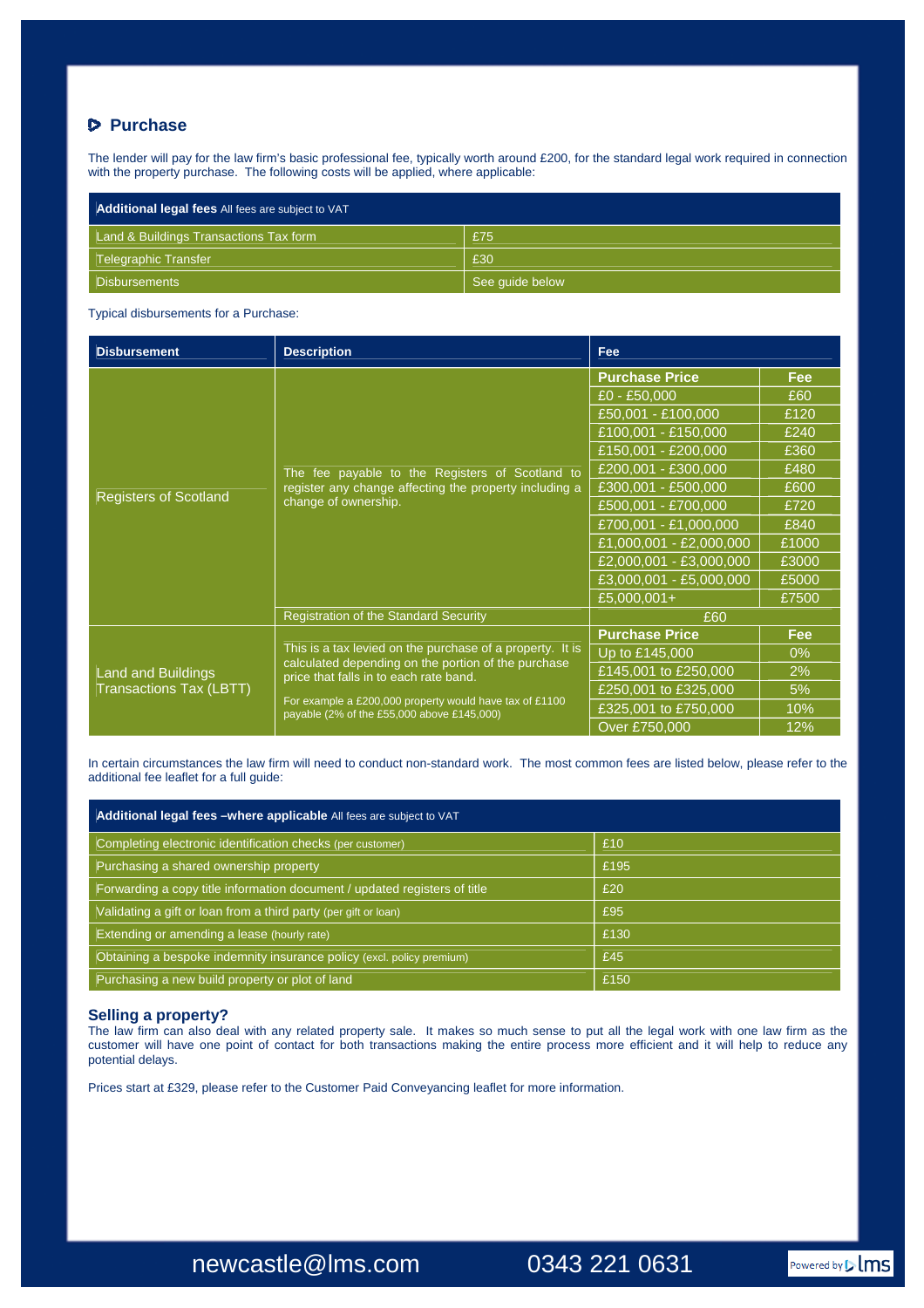## Purchase

The lender will pay for the law firm's basic professional fee, typically worth around £200, for the standard legal work required in connection with the property purchase. The following costs will be applied, where applicable:

| **Additional legal fees** All fees are subject to VAT | |
|---|---|
| Land & Buildings Transactions Tax form | £75 |
| Telegraphic Transfer | £30 |
| Disbursements | See guide below |

Typical disbursements for a Purchase:

| Disbursement | Description | Fee | |
|---|---|---|---|
| Registers of Scotland | The fee payable to the Registers of Scotland to register any change affecting the property including a change of ownership. | **Purchase Price** | **Fee** |
| | | £0 - £50,000 | £60 |
| | | £50,001 - £100,000 | £120 |
| | | £100,001 - £150,000 | £240 |
| | | £150,001 - £200,000 | £360 |
| | | £200,001 - £300,000 | £480 |
| | | £300,001 - £500,000 | £600 |
| | | £500,001 - £700,000 | £720 |
| | | £700,001 - £1,000,000 | £840 |
| | | £1,000,001 - £2,000,000 | £1000 |
| | | £2,000,001 - £3,000,000 | £3000 |
| | | £3,000,001 - £5,000,000 | £5000 |
| | | £5,000,001+ | £7500 |
| | Registration of the Standard Security | £60 | |
| Land and Buildings Transactions Tax (LBTT) | This is a tax levied on the purchase of a property. It is calculated depending on the portion of the purchase price that falls in to each rate band. For example a £200,000 property would have tax of £1100 payable (2% of the £55,000 above £145,000) | **Purchase Price** | **Fee** |
| | | Up to £145,000 | 0% |
| | | £145,001 to £250,000 | 2% |
| | | £250,001 to £325,000 | 5% |
| | | £325,001 to £750,000 | 10% |
| | | Over £750,000 | 12% |

In certain circumstances the law firm will need to conduct non-standard work. The most common fees are listed below, please refer to the additional fee leaflet for a full guide:

| **Additional legal fees –where applicable** All fees are subject to VAT | |
|---|---|
| Completing electronic identification checks (per customer) | £10 |
| Purchasing a shared ownership property | £195 |
| Forwarding a copy title information document / updated registers of title | £20 |
| Validating a gift or loan from a third party (per gift or loan) | £95 |
| Extending or amending a lease (hourly rate) | £130 |
| Obtaining a bespoke indemnity insurance policy (excl. policy premium) | £45 |
| Purchasing a new build property or plot of land | £150 |

### Selling a property?

The law firm can also deal with any related property sale. It makes so much sense to put all the legal work with one law firm as the customer will have one point of contact for both transactions making the entire process more efficient and it will help to reduce any potential delays.

Prices start at £329, please refer to the Customer Paid Conveyancing leaflet for more information.

newcastle@lms.com 0343 221 0631

Powered by lms